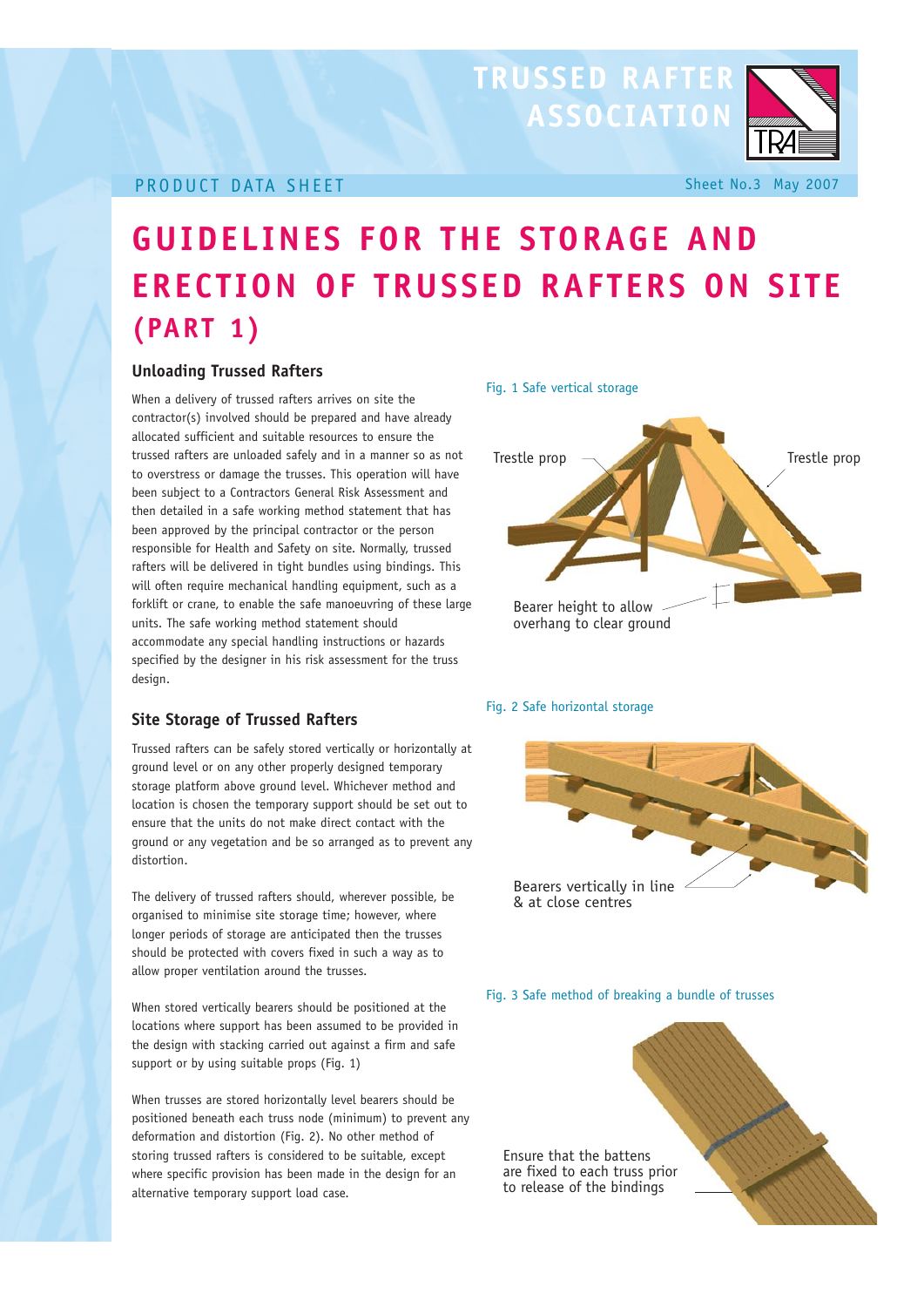TRUSSED RAFTER ASSOCIATION

PRODUCT DATA SHEET

Sheet No.3 May 2007

# GUIDELINES FOR THE STORAGE AND ERECTION OF TRUSSED RAFTERS ON SITE (PART 1)

## Unloading Trussed Rafters

When a delivery of trussed rafters arrives on site the contractor(s) involved should be prepared and have already allocated sufficient and suitable resources to ensure the trussed rafters are unloaded safely and in a manner so as not to overstress or damage the trusses. This operation will have been subject to a Contractors General Risk Assessment and then detailed in a safe working method statement that has been approved by the principal contractor or the person responsible for Health and Safety on site. Normally, trussed rafters will be delivered in tight bundles using bindings. This will often require mechanical handling equipment, such as a forklift or crane, to enable the safe manoeuvring of these large units. The safe working method statement should accommodate any special handling instructions or hazards specified by the designer in his risk assessment for the truss design.

## Site Storage of Trussed Rafters

Trussed rafters can be safely stored vertically or horizontally at ground level or on any other properly designed temporary storage platform above ground level. Whichever method and location is chosen the temporary support should be set out to ensure that the units do not make direct contact with the ground or any vegetation and be so arranged as to prevent any distortion.

The delivery of trussed rafters should, wherever possible, be organised to minimise site storage time; however, where longer periods of storage are anticipated then the trusses should be protected with covers fixed in such a way as to allow proper ventilation around the trusses.

When stored vertically bearers should be positioned at the locations where support has been assumed to be provided in the design with stacking carried out against a firm and safe support or by using suitable props (Fig. 1)

When trusses are stored horizontally level bearers should be positioned beneath each truss node (minimum) to prevent any deformation and distortion (Fig. 2). No other method of storing trussed rafters is considered to be suitable, except where specific provision has been made in the design for an alternative temporary support load case.

Fig. 1 Safe vertical storage

Trestle prop

Trestle prop

Bearer height to allow overhang to clear ground

Fig. 2 Safe horizontal storage

Bearers vertically in line & at close centres

Fig. 3 Safe method of breaking a bundle of trusses

Ensure that the battens are fixed to each truss prior to release of the bindings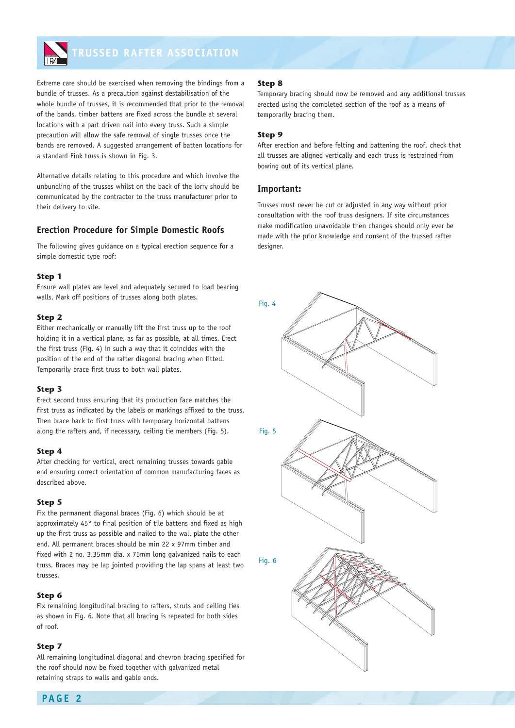Extreme care should be exercised when removing the bindings from a bundle of trusses. As a precaution against destabilisation of the whole bundle of trusses, it is recommended that prior to the removal of the bands, timber battens are fixed across the bundle at several locations with a part driven nail into every truss. Such a simple precaution will allow the safe removal of single trusses once the bands are removed. A suggested arrangement of batten locations for a standard Fink truss is shown in Fig. 3.

Alternative details relating to this procedure and which involve the unbundling of the trusses whilst on the back of the lorry should be communicated by the contractor to the truss manufacturer prior to their delivery to site.

## Erection Procedure for Simple Domestic Roofs

The following gives guidance on a typical erection sequence for a simple domestic type roof:

**Step 1**

Ensure wall plates are level and adequately secured to load bearing walls. Mark off positions of trusses along both plates.

**Step 2**

Either mechanically or manually lift the first truss up to the roof holding it in a vertical plane, as far as possible, at all times. Erect the first truss (Fig. 4) in such a way that it coincides with the position of the end of the rafter diagonal bracing when fitted. Temporarily brace first truss to both wall plates.

**Step 3**

Erect second truss ensuring that its production face matches the first truss as indicated by the labels or markings affixed to the truss. Then brace back to first truss with temporary horizontal battens along the rafters and, if necessary, ceiling tie members (Fig. 5).

**Step 4**

After checking for vertical, erect remaining trusses towards gable end ensuring correct orientation of common manufacturing faces as described above.

**Step 5**

Fix the permanent diagonal braces (Fig. 6) which should be at approximately 45° to final position of tile battens and fixed as high up the first truss as possible and nailed to the wall plate the other end. All permanent braces should be min 22 x 97mm timber and fixed with 2 no. 3.35mm dia. x 75mm long galvanized nails to each truss. Braces may be lap jointed providing the lap spans at least two trusses.

**Step 6**

Fix remaining longitudinal bracing to rafters, struts and ceiling ties as shown in Fig. 6. Note that all bracing is repeated for both sides of roof.

**Step 7**

All remaining longitudinal diagonal and chevron bracing specified for the roof should now be fixed together with galvanized metal retaining straps to walls and gable ends.

**Step 8**

Temporary bracing should now be removed and any additional trusses erected using the completed section of the roof as a means of temporarily bracing them.

**Step 9**

After erection and before felting and battening the roof, check that all trusses are aligned vertically and each truss is restrained from bowing out of its vertical plane.

### Important:

Trusses must never be cut or adjusted in any way without prior consultation with the roof truss designers. If site circumstances make modification unavoidable then changes should only ever be made with the prior knowledge and consent of the trussed rafter designer.

Fig. 4

Fig. 5

Fig. 6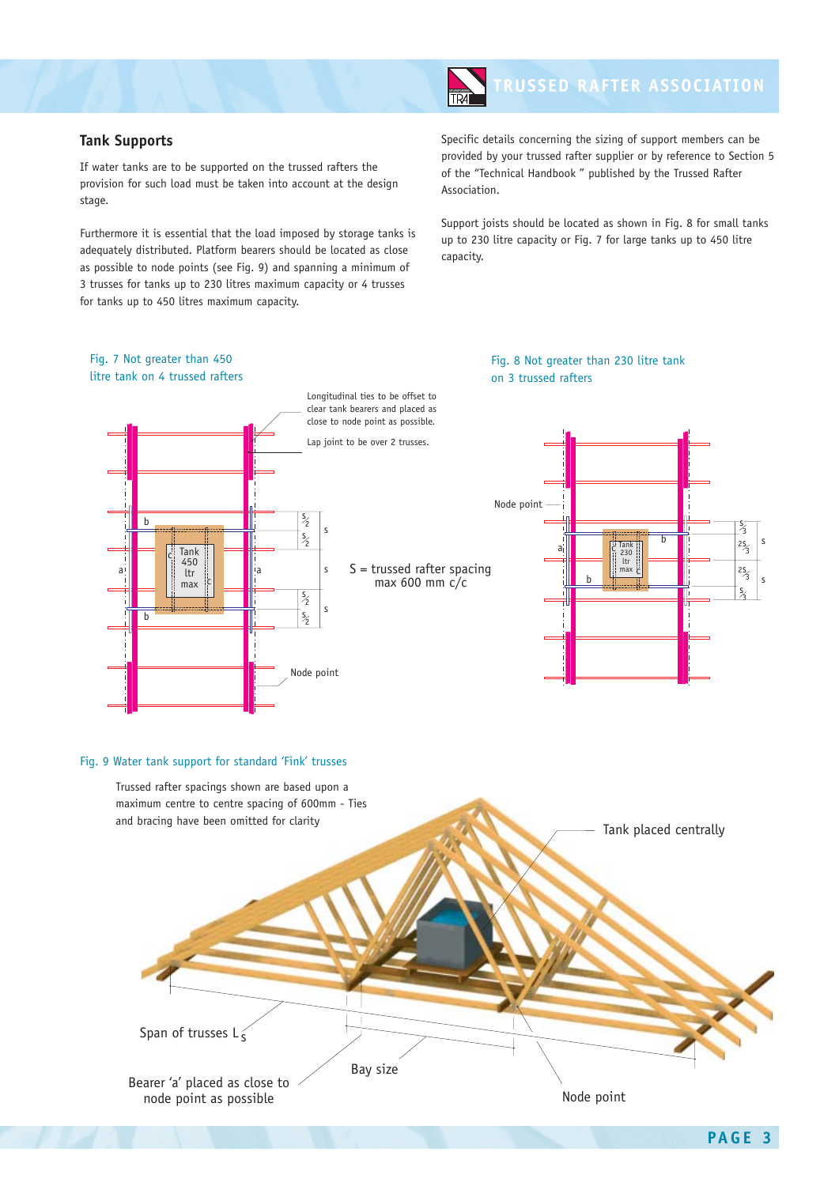## Tank Supports

If water tanks are to be supported on the trussed rafters the provision for such load must be taken into account at the design stage.

Furthermore it is essential that the load imposed by storage tanks is adequately distributed. Platform bearers should be located as close as possible to node points (see Fig. 9) and spanning a minimum of 3 trusses for tanks up to 230 litres maximum capacity or 4 trusses for tanks up to 450 litres maximum capacity.

Specific details concerning the sizing of support members can be provided by your trussed rafter supplier or by reference to Section 5 of the “Technical Handbook ” published by the Trussed Rafter Association.

Support joists should be located as shown in Fig. 8 for small tanks up to 230 litre capacity or Fig. 7 for large tanks up to 450 litre capacity.

Fig. 7 Not greater than 450 litre tank on 4 trussed rafters

Longitudinal ties to be offset to clear tank bearers and placed as close to node point as possible.

Lap joint to be over 2 trusses.

S = trussed rafter spacing max 600 mm c/c

Node point

Fig. 8 Not greater than 230 litre tank on 3 trussed rafters

Node point

Fig. 9 Water tank support for standard ‘Fink’ trusses

Trussed rafter spacings shown are based upon a maximum centre to centre spacing of 600mm - Ties and bracing have been omitted for clarity

Tank placed centrally

Span of trusses $L_S$

Bay size

Bearer ‘a’ placed as close to node point as possible

Node point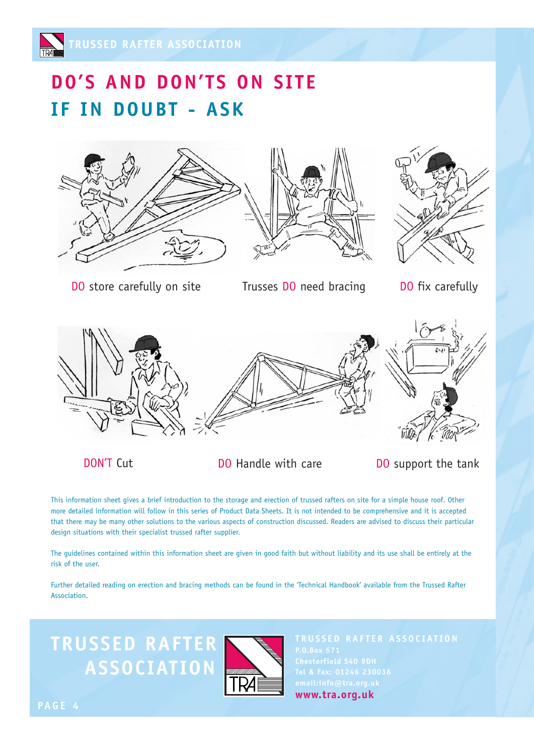# DO'S AND DON'TS ON SITE

## IF IN DOUBT - ASK

DO store carefully on site

Trusses DO need bracing

DO fix carefully

DON'T Cut

DO Handle with care

DO support the tank

This information sheet gives a brief introduction to the storage and erection of trussed rafters on site for a simple house roof. Other more detailed information will follow in this series of Product Data Sheets. It is not intended to be comprehensive and it is accepted that there may be many other solutions to the various aspects of construction discussed. Readers are advised to discuss their particular design situations with their specialist trussed rafter supplier.

The guidelines contained within this information sheet are given in good faith but without liability and its use shall be entirely at the risk of the user.

Further detailed reading on erection and bracing methods can be found in the 'Technical Handbook' available from the Trussed Rafter Association.

**TRUSSED RAFTER ASSOCIATION**

TRUSSED RAFTER ASSOCIATION
P.O.Box 571
Chesterfield S40 9DH
Tel & Fax: 01246 230036
email:info@tra.org.uk
www.tra.org.uk